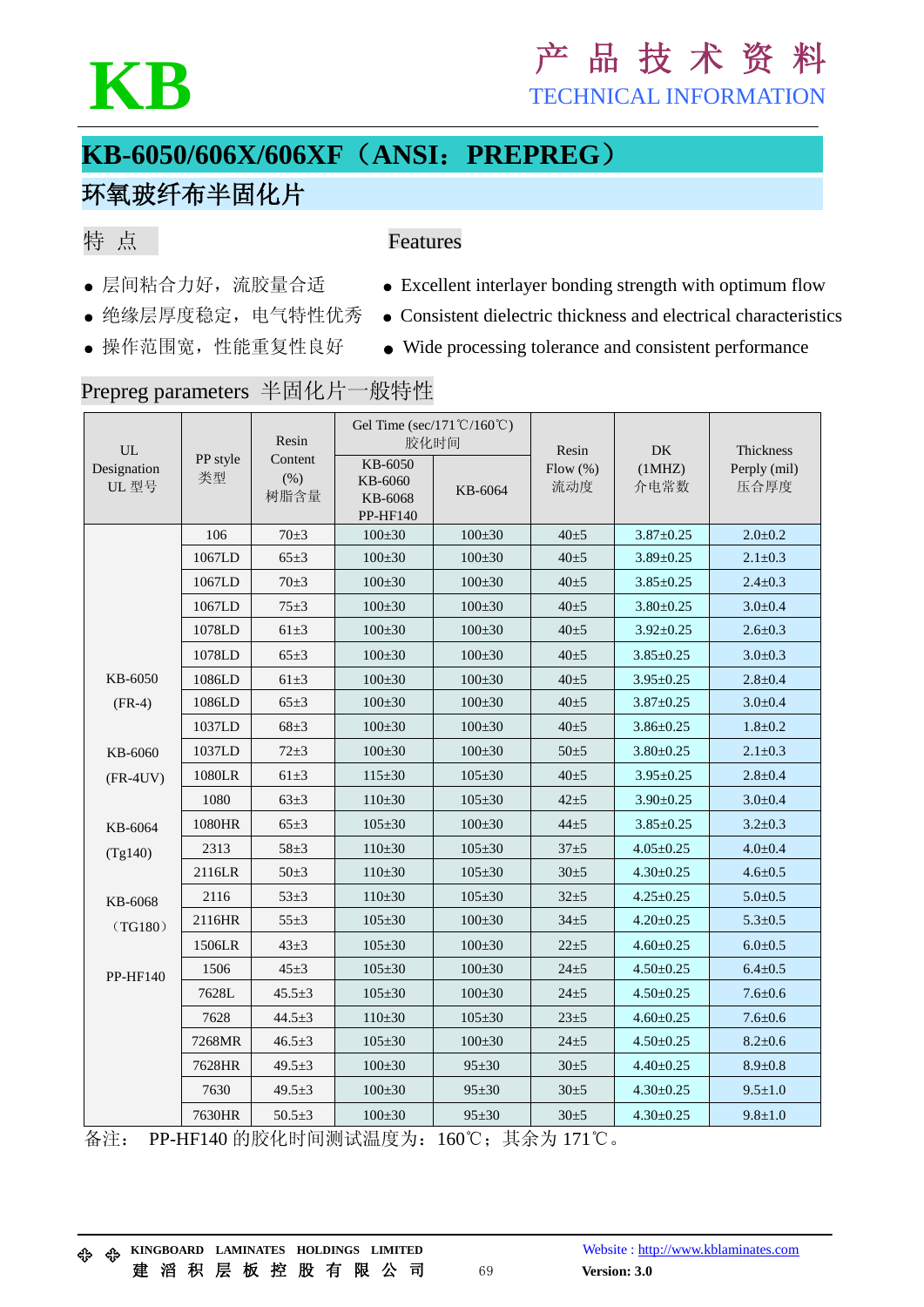# KB

# 产 品 技 术 资 料
TECHNICAL INFORMATION

## KB-6050/606X/606XF（ANSI：PREPREG）

## 环氧玻纤布半固化片

### 特 点

- 层间粘合力好，流胶量合适
- 绝缘层厚度稳定，电气特性优秀
- 操作范围宽，性能重复性良好

### Features

- Excellent interlayer bonding strength with optimum flow
- Consistent dielectric thickness and electrical characteristics
- Wide processing tolerance and consistent performance

### Prepreg parameters 半固化片一般特性

| UL Designation UL 型号 | PP style 类型 | Resin Content (%) 树脂含量 | Gel Time (sec/171℃/160℃) 胶化时间 | | Resin Flow (%) 流动度 | DK (1MHZ) 介电常数 | Thickness Perply (mil) 压合厚度 |
|---|---|---|---|---|---|---|---|
| | | | KB-6050 KB-6060 KB-6068 PP-HF140 | KB-6064 | | | |
| KB-6050 (FR-4) KB-6060 (FR-4UV) KB-6064 (Tg140) KB-6068 （TG180） PP-HF140 | 106 | 70±3 | 100±30 | 100±30 | 40±5 | 3.87±0.25 | 2.0±0.2 |
| | 1067LD | 65±3 | 100±30 | 100±30 | 40±5 | 3.89±0.25 | 2.1±0.3 |
| | 1067LD | 70±3 | 100±30 | 100±30 | 40±5 | 3.85±0.25 | 2.4±0.3 |
| | 1067LD | 75±3 | 100±30 | 100±30 | 40±5 | 3.80±0.25 | 3.0±0.4 |
| | 1078LD | 61±3 | 100±30 | 100±30 | 40±5 | 3.92±0.25 | 2.6±0.3 |
| | 1078LD | 65±3 | 100±30 | 100±30 | 40±5 | 3.85±0.25 | 3.0±0.3 |
| | 1086LD | 61±3 | 100±30 | 100±30 | 40±5 | 3.95±0.25 | 2.8±0.4 |
| | 1086LD | 65±3 | 100±30 | 100±30 | 40±5 | 3.87±0.25 | 3.0±0.4 |
| | 1037LD | 68±3 | 100±30 | 100±30 | 40±5 | 3.86±0.25 | 1.8±0.2 |
| | 1037LD | 72±3 | 100±30 | 100±30 | 50±5 | 3.80±0.25 | 2.1±0.3 |
| | 1080LR | 61±3 | 115±30 | 105±30 | 40±5 | 3.95±0.25 | 2.8±0.4 |
| | 1080 | 63±3 | 110±30 | 105±30 | 42±5 | 3.90±0.25 | 3.0±0.4 |
| | 1080HR | 65±3 | 105±30 | 100±30 | 44±5 | 3.85±0.25 | 3.2±0.3 |
| | 2313 | 58±3 | 110±30 | 105±30 | 37±5 | 4.05±0.25 | 4.0±0.4 |
| | 2116LR | 50±3 | 110±30 | 105±30 | 30±5 | 4.30±0.25 | 4.6±0.5 |
| | 2116 | 53±3 | 110±30 | 105±30 | 32±5 | 4.25±0.25 | 5.0±0.5 |
| | 2116HR | 55±3 | 105±30 | 100±30 | 34±5 | 4.20±0.25 | 5.3±0.5 |
| | 1506LR | 43±3 | 105±30 | 100±30 | 22±5 | 4.60±0.25 | 6.0±0.5 |
| | 1506 | 45±3 | 105±30 | 100±30 | 24±5 | 4.50±0.25 | 6.4±0.5 |
| | 7628L | 45.5±3 | 105±30 | 100±30 | 24±5 | 4.50±0.25 | 7.6±0.6 |
| | 7628 | 44.5±3 | 110±30 | 105±30 | 23±5 | 4.60±0.25 | 7.6±0.6 |
| | 7268MR | 46.5±3 | 105±30 | 100±30 | 24±5 | 4.50±0.25 | 8.2±0.6 |
| | 7628HR | 49.5±3 | 100±30 | 95±30 | 30±5 | 4.40±0.25 | 8.9±0.8 |
| | 7630 | 49.5±3 | 100±30 | 95±30 | 30±5 | 4.30±0.25 | 9.5±1.0 |
| | 7630HR | 50.5±3 | 100±30 | 95±30 | 30±5 | 4.30±0.25 | 9.8±1.0 |

备注： PP-HF140 的胶化时间测试温度为：160℃；其余为 171℃。

KINGBOARD LAMINATES HOLDINGS LIMITED
建 滔 积 层 板 控 股 有 限 公 司

Website : http://www.kblaminates.com
Version: 3.0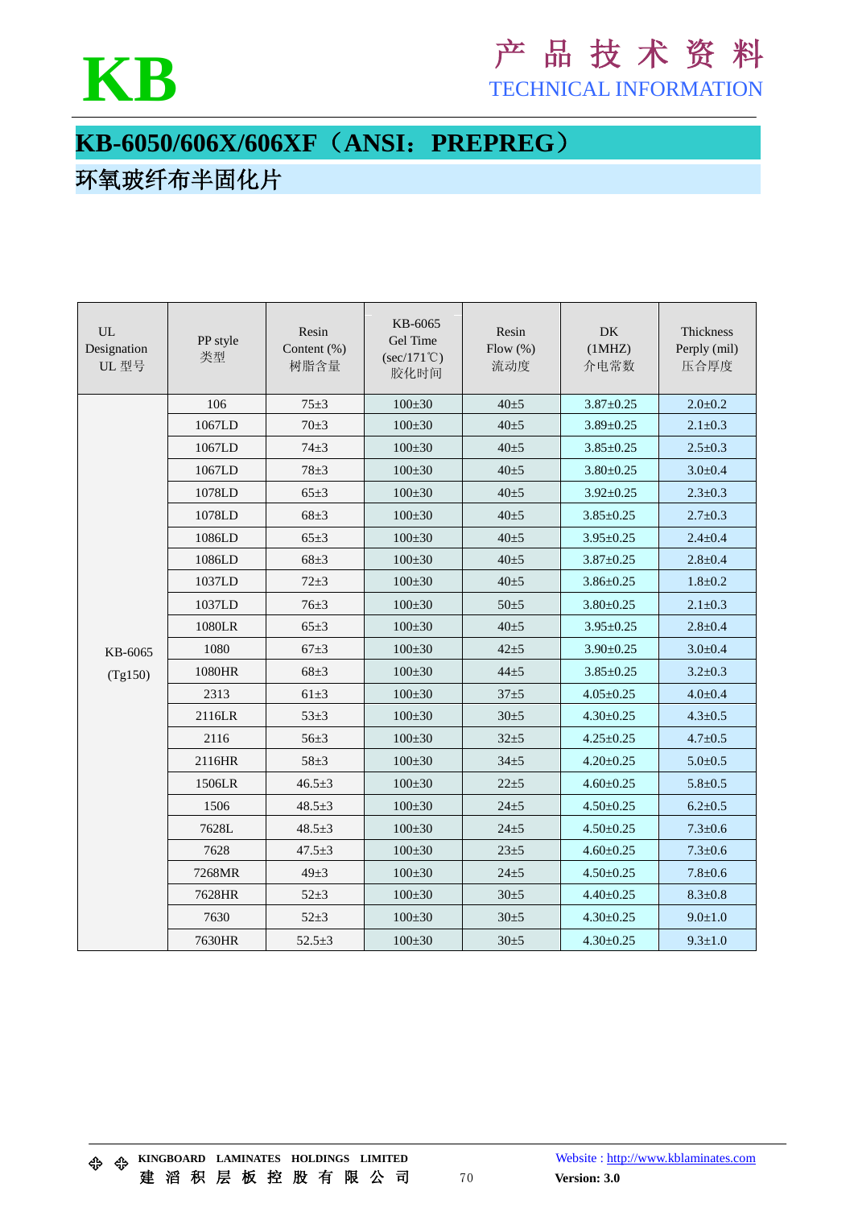# KB-6050/606X/606XF（ANSI：PREPREG）

## 环氧玻纤布半固化片

| UL Designation UL 型号 | PP style 类型 | Resin Content (%) 树脂含量 | KB-6065 Gel Time (sec/171℃) 胶化时间 | Resin Flow (%) 流动度 | DK (1MHZ) 介电常数 | Thickness Perply (mil) 压合厚度 |
|---|---|---|---|---|---|---|
| KB-6065 (Tg150) | 106 | 75±3 | 100±30 | 40±5 | 3.87±0.25 | 2.0±0.2 |
| | 1067LD | 70±3 | 100±30 | 40±5 | 3.89±0.25 | 2.1±0.3 |
| | 1067LD | 74±3 | 100±30 | 40±5 | 3.85±0.25 | 2.5±0.3 |
| | 1067LD | 78±3 | 100±30 | 40±5 | 3.80±0.25 | 3.0±0.4 |
| | 1078LD | 65±3 | 100±30 | 40±5 | 3.92±0.25 | 2.3±0.3 |
| | 1078LD | 68±3 | 100±30 | 40±5 | 3.85±0.25 | 2.7±0.3 |
| | 1086LD | 65±3 | 100±30 | 40±5 | 3.95±0.25 | 2.4±0.4 |
| | 1086LD | 68±3 | 100±30 | 40±5 | 3.87±0.25 | 2.8±0.4 |
| | 1037LD | 72±3 | 100±30 | 40±5 | 3.86±0.25 | 1.8±0.2 |
| | 1037LD | 76±3 | 100±30 | 50±5 | 3.80±0.25 | 2.1±0.3 |
| | 1080LR | 65±3 | 100±30 | 40±5 | 3.95±0.25 | 2.8±0.4 |
| | 1080 | 67±3 | 100±30 | 42±5 | 3.90±0.25 | 3.0±0.4 |
| | 1080HR | 68±3 | 100±30 | 44±5 | 3.85±0.25 | 3.2±0.3 |
| | 2313 | 61±3 | 100±30 | 37±5 | 4.05±0.25 | 4.0±0.4 |
| | 2116LR | 53±3 | 100±30 | 30±5 | 4.30±0.25 | 4.3±0.5 |
| | 2116 | 56±3 | 100±30 | 32±5 | 4.25±0.25 | 4.7±0.5 |
| | 2116HR | 58±3 | 100±30 | 34±5 | 4.20±0.25 | 5.0±0.5 |
| | 1506LR | 46.5±3 | 100±30 | 22±5 | 4.60±0.25 | 5.8±0.5 |
| | 1506 | 48.5±3 | 100±30 | 24±5 | 4.50±0.25 | 6.2±0.5 |
| | 7628L | 48.5±3 | 100±30 | 24±5 | 4.50±0.25 | 7.3±0.6 |
| | 7628 | 47.5±3 | 100±30 | 23±5 | 4.60±0.25 | 7.3±0.6 |
| | 7268MR | 49±3 | 100±30 | 24±5 | 4.50±0.25 | 7.8±0.6 |
| | 7628HR | 52±3 | 100±30 | 30±5 | 4.40±0.25 | 8.3±0.8 |
| | 7630 | 52±3 | 100±30 | 30±5 | 4.30±0.25 | 9.0±1.0 |
| | 7630HR | 52.5±3 | 100±30 | 30±5 | 4.30±0.25 | 9.3±1.0 |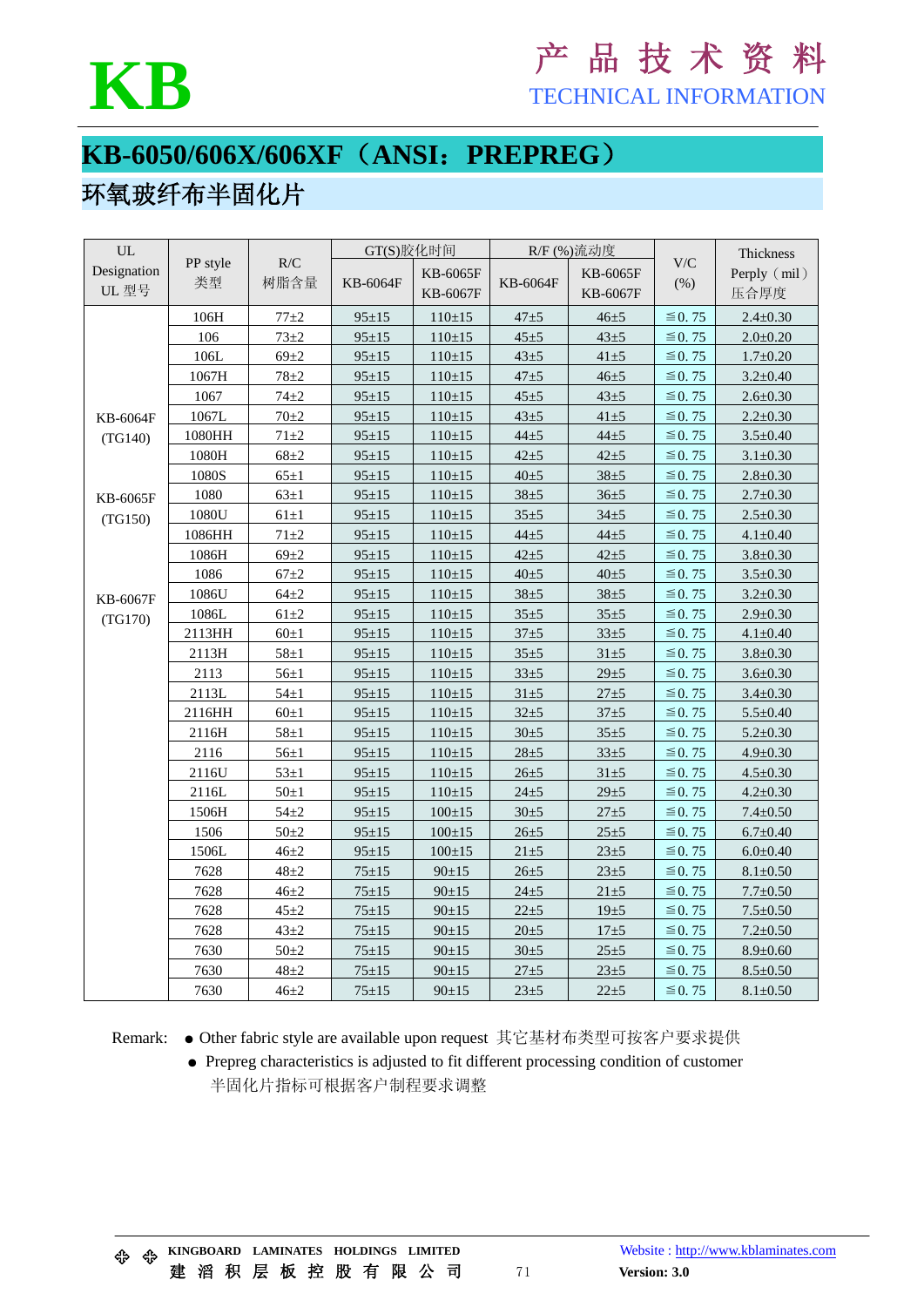# KB-6050/606X/606XF（ANSI：PREPREG）

## 环氧玻纤布半固化片

| UL Designation UL 型号 | PP style 类型 | R/C 树脂含量 | GT(S)胶化时间 | | R/F (%)流动度 | | V/C (%) | Thickness Perply（mil）压合厚度 |
|---|---|---|---|---|---|---|---|---|
| | | | KB-6064F | KB-6065F KB-6067F | KB-6064F | KB-6065F KB-6067F | | |
| KB-6064F (TG140) KB-6065F (TG150) KB-6067F (TG170) | 106H | 77±2 | 95±15 | 110±15 | 47±5 | 46±5 | ≦0. 75 | 2.4±0.30 |
| | 106 | 73±2 | 95±15 | 110±15 | 45±5 | 43±5 | ≦0. 75 | 2.0±0.20 |
| | 106L | 69±2 | 95±15 | 110±15 | 43±5 | 41±5 | ≦0. 75 | 1.7±0.20 |
| | 1067H | 78±2 | 95±15 | 110±15 | 47±5 | 46±5 | ≦0. 75 | 3.2±0.40 |
| | 1067 | 74±2 | 95±15 | 110±15 | 45±5 | 43±5 | ≦0. 75 | 2.6±0.30 |
| | 1067L | 70±2 | 95±15 | 110±15 | 43±5 | 41±5 | ≦0. 75 | 2.2±0.30 |
| | 1080HH | 71±2 | 95±15 | 110±15 | 44±5 | 44±5 | ≦0. 75 | 3.5±0.40 |
| | 1080H | 68±2 | 95±15 | 110±15 | 42±5 | 42±5 | ≦0. 75 | 3.1±0.30 |
| | 1080S | 65±1 | 95±15 | 110±15 | 40±5 | 38±5 | ≦0. 75 | 2.8±0.30 |
| | 1080 | 63±1 | 95±15 | 110±15 | 38±5 | 36±5 | ≦0. 75 | 2.7±0.30 |
| | 1080U | 61±1 | 95±15 | 110±15 | 35±5 | 34±5 | ≦0. 75 | 2.5±0.30 |
| | 1086HH | 71±2 | 95±15 | 110±15 | 44±5 | 44±5 | ≦0. 75 | 4.1±0.40 |
| | 1086H | 69±2 | 95±15 | 110±15 | 42±5 | 42±5 | ≦0. 75 | 3.8±0.30 |
| | 1086 | 67±2 | 95±15 | 110±15 | 40±5 | 40±5 | ≦0. 75 | 3.5±0.30 |
| | 1086U | 64±2 | 95±15 | 110±15 | 38±5 | 38±5 | ≦0. 75 | 3.2±0.30 |
| | 1086L | 61±2 | 95±15 | 110±15 | 35±5 | 35±5 | ≦0. 75 | 2.9±0.30 |
| | 2113HH | 60±1 | 95±15 | 110±15 | 37±5 | 33±5 | ≦0. 75 | 4.1±0.40 |
| | 2113H | 58±1 | 95±15 | 110±15 | 35±5 | 31±5 | ≦0. 75 | 3.8±0.30 |
| | 2113 | 56±1 | 95±15 | 110±15 | 33±5 | 29±5 | ≦0. 75 | 3.6±0.30 |
| | 2113L | 54±1 | 95±15 | 110±15 | 31±5 | 27±5 | ≦0. 75 | 3.4±0.30 |
| | 2116HH | 60±1 | 95±15 | 110±15 | 32±5 | 37±5 | ≦0. 75 | 5.5±0.40 |
| | 2116H | 58±1 | 95±15 | 110±15 | 30±5 | 35±5 | ≦0. 75 | 5.2±0.30 |
| | 2116 | 56±1 | 95±15 | 110±15 | 28±5 | 33±5 | ≦0. 75 | 4.9±0.30 |
| | 2116U | 53±1 | 95±15 | 110±15 | 26±5 | 31±5 | ≦0. 75 | 4.5±0.30 |
| | 2116L | 50±1 | 95±15 | 110±15 | 24±5 | 29±5 | ≦0. 75 | 4.2±0.30 |
| | 1506H | 54±2 | 95±15 | 100±15 | 30±5 | 27±5 | ≦0. 75 | 7.4±0.50 |
| | 1506 | 50±2 | 95±15 | 100±15 | 26±5 | 25±5 | ≦0. 75 | 6.7±0.40 |
| | 1506L | 46±2 | 95±15 | 100±15 | 21±5 | 23±5 | ≦0. 75 | 6.0±0.40 |
| | 7628 | 48±2 | 75±15 | 90±15 | 26±5 | 23±5 | ≦0. 75 | 8.1±0.50 |
| | 7628 | 46±2 | 75±15 | 90±15 | 24±5 | 21±5 | ≦0. 75 | 7.7±0.50 |
| | 7628 | 45±2 | 75±15 | 90±15 | 22±5 | 19±5 | ≦0. 75 | 7.5±0.50 |
| | 7628 | 43±2 | 75±15 | 90±15 | 20±5 | 17±5 | ≦0. 75 | 7.2±0.50 |
| | 7630 | 50±2 | 75±15 | 90±15 | 30±5 | 25±5 | ≦0. 75 | 8.9±0.60 |
| | 7630 | 48±2 | 75±15 | 90±15 | 27±5 | 23±5 | ≦0. 75 | 8.5±0.50 |
| | 7630 | 46±2 | 75±15 | 90±15 | 23±5 | 22±5 | ≦0. 75 | 8.1±0.50 |

Remark:
- Other fabric style are available upon request 其它基材布类型可按客户要求提供
- Prepreg characteristics is adjusted to fit different processing condition of customer 半固化片指标可根据客户制程要求调整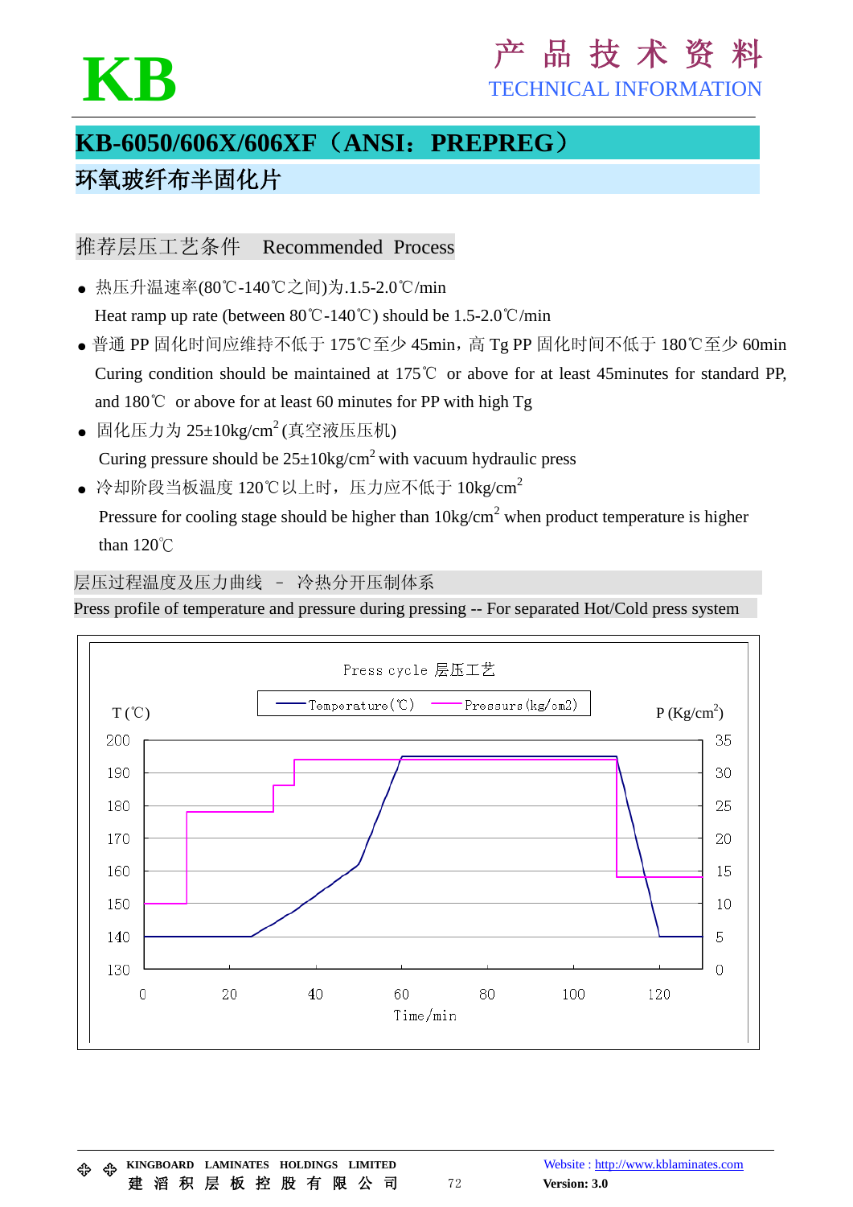# KB-6050/606X/606XF（ANSI：PREPREG）

## 环氧玻纤布半固化片

### 推荐层压工艺条件　Recommended Process

- 热压升温速率(80℃-140℃之间)为.1.5-2.0℃/min
  Heat ramp up rate (between 80℃-140℃) should be 1.5-2.0℃/min
- 普通 PP 固化时间应维持不低于 175℃至少 45min，高 Tg PP 固化时间不低于 180℃至少 60min
  Curing condition should be maintained at 175℃ or above for at least 45minutes for standard PP, and 180℃ or above for at least 60 minutes for PP with high Tg
- 固化压力为 25±10kg/cm$^2$ (真空液压压机)
  Curing pressure should be 25±10kg/cm$^2$ with vacuum hydraulic press
- 冷却阶段当板温度 120℃以上时，压力应不低于 10kg/cm$^2$
  Pressure for cooling stage should be higher than 10kg/cm$^2$ when product temperature is higher than 120℃

### 层压过程温度及压力曲线 – 冷热分开压制体系

Press profile of temperature and pressure during pressing -- For separated Hot/Cold press system

Press cycle 层压工艺

Temperature(℃) — Pressure(kg/cm2)

T (℃) — P (Kg/cm$^2$) — Time/min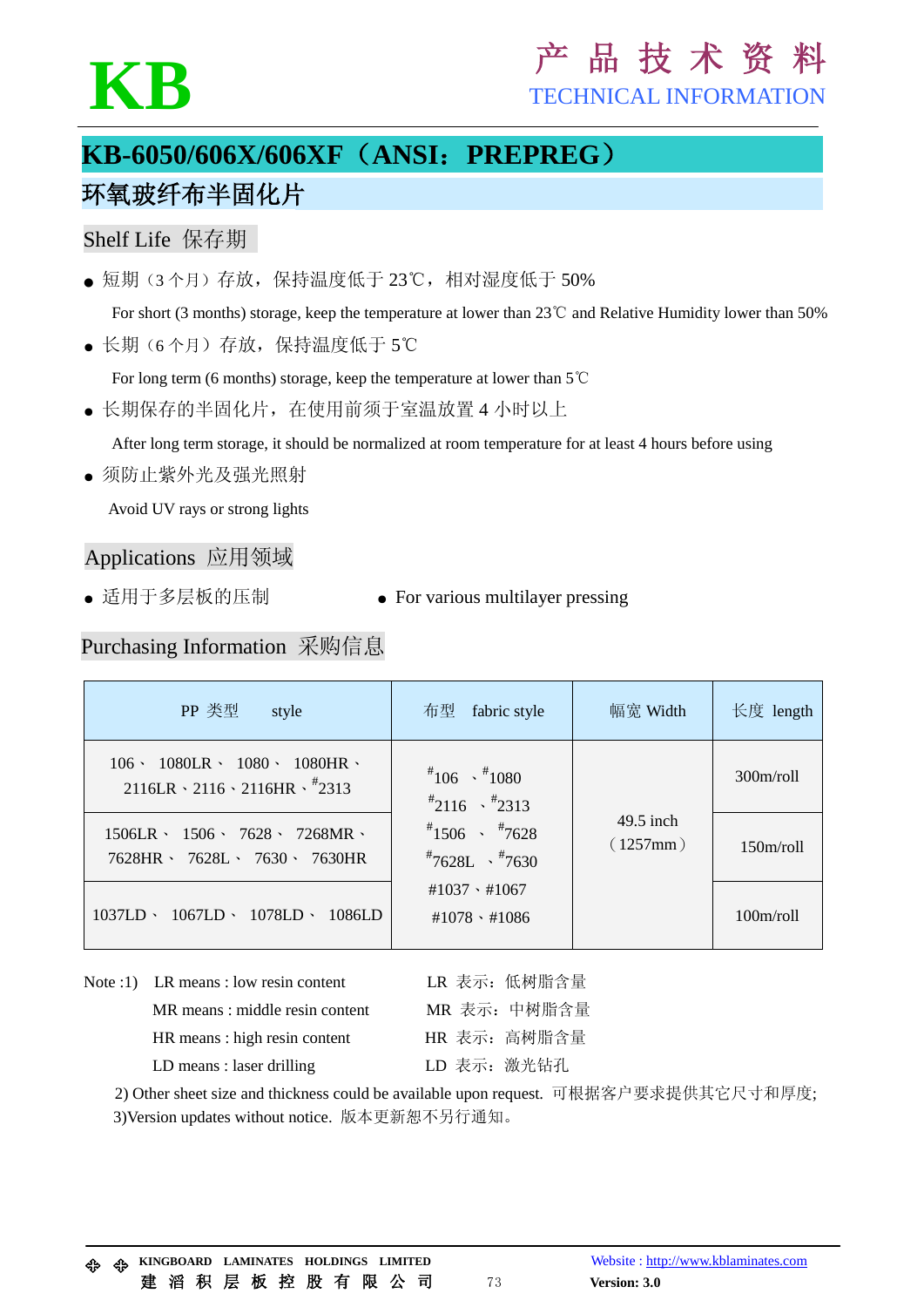# KB-6050/606X/606XF（ANSI：PREPREG）

## 环氧玻纤布半固化片

### Shelf Life 保存期

- 短期（3 个月）存放，保持温度低于 23℃，相对湿度低于 50%

  For short (3 months) storage, keep the temperature at lower than 23℃ and Relative Humidity lower than 50%

- 长期（6 个月）存放，保持温度低于 5℃

  For long term (6 months) storage, keep the temperature at lower than 5℃

- 长期保存的半固化片，在使用前须于室温放置 4 小时以上

  After long term storage, it should be normalized at room temperature for at least 4 hours before using

- 须防止紫外光及强光照射

  Avoid UV rays or strong lights

### Applications 应用领域

- 适用于多层板的压制
- For various multilayer pressing

### Purchasing Information 采购信息

| PP 类型 style | 布型 fabric style | 幅宽 Width | 长度 length |
|---|---|---|---|
| 106、1080LR、1080、1080HR、2116LR、2116、2116HR、#2313 | #106、#1080 #2116、#2313 #1506、#7628 #7628L、#7630 #1037、#1067 #1078、#1086 | 49.5 inch（1257mm） | 300m/roll |
| 1506LR、1506、7628、7268MR、7628HR、7628L、7630、7630HR | | | 150m/roll |
| 1037LD、1067LD、1078LD、1086LD | | | 100m/roll |

Note :1) LR means : low resin content　　LR 表示：低树脂含量

MR means : middle resin content　　MR 表示：中树脂含量

HR means : high resin content　　HR 表示：高树脂含量

LD means : laser drilling　　LD 表示：激光钻孔

2) Other sheet size and thickness could be available upon request. 可根据客户要求提供其它尺寸和厚度;

3)Version updates without notice. 版本更新恕不另行通知。